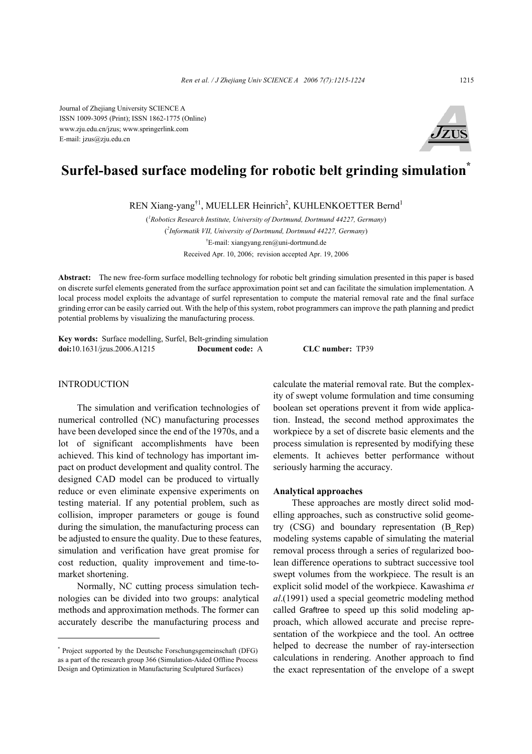Journal of Zhejiang University SCIENCE A
ISSN 1009-3095 (Print); ISSN 1862-1775 (Online)
www.zju.edu.cn/jzus; www.springerlink.com
E-mail: jzus@zju.edu.cn

# Surfel-based surface modeling for robotic belt grinding simulation*

REN Xiang-yang†1, MUELLER Heinrich2, KUHLENKOETTER Bernd1

(1Robotics Research Institute, University of Dortmund, Dortmund 44227, Germany)

(2Informatik VII, University of Dortmund, Dortmund 44227, Germany)

†E-mail: xiangyang.ren@uni-dortmund.de

Received Apr. 10, 2006; revision accepted Apr. 19, 2006

**Abstract:** The new free-form surface modelling technology for robotic belt grinding simulation presented in this paper is based on discrete surfel elements generated from the surface approximation point set and can facilitate the simulation implementation. A local process model exploits the advantage of surfel representation to compute the material removal rate and the final surface grinding error can be easily carried out. With the help of this system, robot programmers can improve the path planning and predict potential problems by visualizing the manufacturing process.

**Key words:** Surface modelling, Surfel, Belt-grinding simulation
**doi:**10.1631/jzus.2006.A1215 **Document code:** A **CLC number:** TP39

## INTRODUCTION

The simulation and verification technologies of numerical controlled (NC) manufacturing processes have been developed since the end of the 1970s, and a lot of significant accomplishments have been achieved. This kind of technology has important impact on product development and quality control. The designed CAD model can be produced to virtually reduce or even eliminate expensive experiments on testing material. If any potential problem, such as collision, improper parameters or gouge is found during the simulation, the manufacturing process can be adjusted to ensure the quality. Due to these features, simulation and verification have great promise for cost reduction, quality improvement and time-to-market shortening.

Normally, NC cutting process simulation technologies can be divided into two groups: analytical methods and approximation methods. The former can accurately describe the manufacturing process and calculate the material removal rate. But the complexity of swept volume formulation and time consuming boolean set operations prevent it from wide application. Instead, the second method approximates the workpiece by a set of discrete basic elements and the process simulation is represented by modifying these elements. It achieves better performance without seriously harming the accuracy.

### Analytical approaches

These approaches are mostly direct solid modelling approaches, such as constructive solid geometry (CSG) and boundary representation (B_Rep) modeling systems capable of simulating the material removal process through a series of regularized boolean difference operations to subtract successive tool swept volumes from the workpiece. The result is an explicit solid model of the workpiece. Kawashima *et al*.(1991) used a special geometric modeling method called Graftree to speed up this solid modeling approach, which allowed accurate and precise representation of the workpiece and the tool. An octtree helped to decrease the number of ray-intersection calculations in rendering. Another approach to find the exact representation of the envelope of a swept

* Project supported by the Deutsche Forschungsgemeinschaft (DFG) as a part of the research group 366 (Simulation-Aided Offline Process Design and Optimization in Manufacturing Sculptured Surfaces)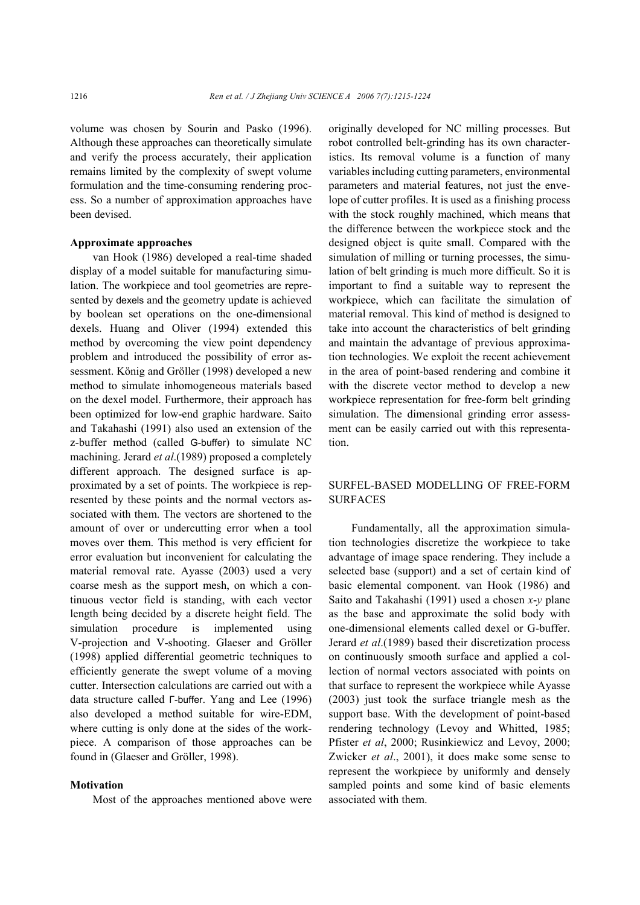volume was chosen by Sourin and Pasko (1996). Although these approaches can theoretically simulate and verify the process accurately, their application remains limited by the complexity of swept volume formulation and the time-consuming rendering process. So a number of approximation approaches have been devised.

### Approximate approaches

van Hook (1986) developed a real-time shaded display of a model suitable for manufacturing simulation. The workpiece and tool geometries are represented by dexels and the geometry update is achieved by boolean set operations on the one-dimensional dexels. Huang and Oliver (1994) extended this method by overcoming the view point dependency problem and introduced the possibility of error assessment. König and Gröller (1998) developed a new method to simulate inhomogeneous materials based on the dexel model. Furthermore, their approach has been optimized for low-end graphic hardware. Saito and Takahashi (1991) also used an extension of the z-buffer method (called G-buffer) to simulate NC machining. Jerard *et al*.(1989) proposed a completely different approach. The designed surface is approximated by a set of points. The workpiece is represented by these points and the normal vectors associated with them. The vectors are shortened to the amount of over or undercutting error when a tool moves over them. This method is very efficient for error evaluation but inconvenient for calculating the material removal rate. Ayasse (2003) used a very coarse mesh as the support mesh, on which a continuous vector field is standing, with each vector length being decided by a discrete height field. The simulation procedure is implemented using V-projection and V-shooting. Glaeser and Gröller (1998) applied differential geometric techniques to efficiently generate the swept volume of a moving cutter. Intersection calculations are carried out with a data structure called Γ-buffer. Yang and Lee (1996) also developed a method suitable for wire-EDM, where cutting is only done at the sides of the workpiece. A comparison of those approaches can be found in (Glaeser and Gröller, 1998).

### Motivation

Most of the approaches mentioned above were originally developed for NC milling processes. But robot controlled belt-grinding has its own characteristics. Its removal volume is a function of many variables including cutting parameters, environmental parameters and material features, not just the envelope of cutter profiles. It is used as a finishing process with the stock roughly machined, which means that the difference between the workpiece stock and the designed object is quite small. Compared with the simulation of milling or turning processes, the simulation of belt grinding is much more difficult. So it is important to find a suitable way to represent the workpiece, which can facilitate the simulation of material removal. This kind of method is designed to take into account the characteristics of belt grinding and maintain the advantage of previous approximation technologies. We exploit the recent achievement in the area of point-based rendering and combine it with the discrete vector method to develop a new workpiece representation for free-form belt grinding simulation. The dimensional grinding error assessment can be easily carried out with this representation.

## SURFEL-BASED MODELLING OF FREE-FORM SURFACES

Fundamentally, all the approximation simulation technologies discretize the workpiece to take advantage of image space rendering. They include a selected base (support) and a set of certain kind of basic elemental component. van Hook (1986) and Saito and Takahashi (1991) used a chosen *x*-*y* plane as the base and approximate the solid body with one-dimensional elements called dexel or G-buffer. Jerard *et al*.(1989) based their discretization process on continuously smooth surface and applied a collection of normal vectors associated with points on that surface to represent the workpiece while Ayasse (2003) just took the surface triangle mesh as the support base. With the development of point-based rendering technology (Levoy and Whitted, 1985; Pfister *et al*, 2000; Rusinkiewicz and Levoy, 2000; Zwicker *et al*., 2001), it does make some sense to represent the workpiece by uniformly and densely sampled points and some kind of basic elements associated with them.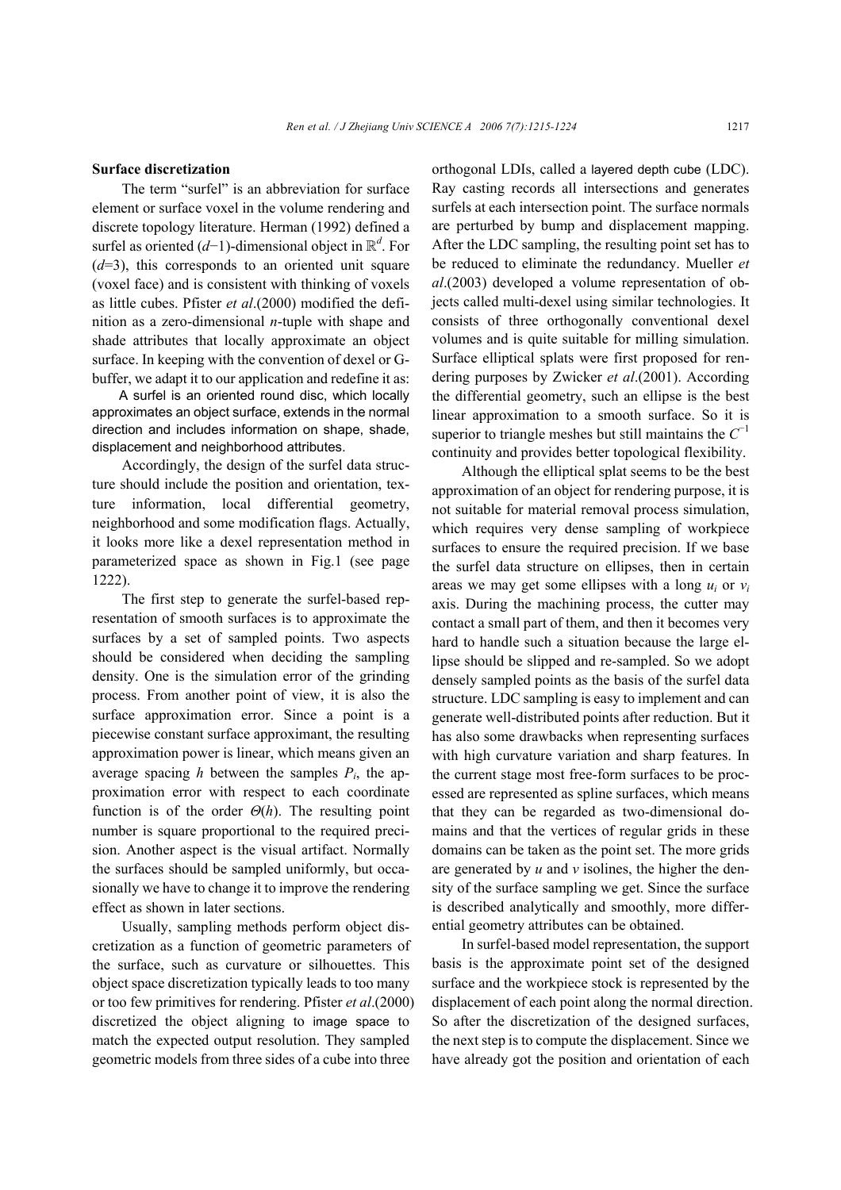### Surface discretization

The term “surfel” is an abbreviation for surface element or surface voxel in the volume rendering and discrete topology literature. Herman (1992) defined a surfel as oriented ($d$−1)-dimensional object in $\mathbb{R}^d$. For ($d$=3), this corresponds to an oriented unit square (voxel face) and is consistent with thinking of voxels as little cubes. Pfister *et al*.(2000) modified the definition as a zero-dimensional $n$-tuple with shape and shade attributes that locally approximate an object surface. In keeping with the convention of dexel or G-buffer, we adapt it to our application and redefine it as:

A surfel is an oriented round disc, which locally approximates an object surface, extends in the normal direction and includes information on shape, shade, displacement and neighborhood attributes.

Accordingly, the design of the surfel data structure should include the position and orientation, texture information, local differential geometry, neighborhood and some modification flags. Actually, it looks more like a dexel representation method in parameterized space as shown in Fig.1 (see page 1222).

The first step to generate the surfel-based representation of smooth surfaces is to approximate the surfaces by a set of sampled points. Two aspects should be considered when deciding the sampling density. One is the simulation error of the grinding process. From another point of view, it is also the surface approximation error. Since a point is a piecewise constant surface approximant, the resulting approximation power is linear, which means given an average spacing $h$ between the samples $P_i$, the approximation error with respect to each coordinate function is of the order $\Theta(h)$. The resulting point number is square proportional to the required precision. Another aspect is the visual artifact. Normally the surfaces should be sampled uniformly, but occasionally we have to change it to improve the rendering effect as shown in later sections.

Usually, sampling methods perform object discretization as a function of geometric parameters of the surface, such as curvature or silhouettes. This object space discretization typically leads to too many or too few primitives for rendering. Pfister *et al*.(2000) discretized the object aligning to image space to match the expected output resolution. They sampled geometric models from three sides of a cube into three orthogonal LDIs, called a layered depth cube (LDC). Ray casting records all intersections and generates surfels at each intersection point. The surface normals are perturbed by bump and displacement mapping. After the LDC sampling, the resulting point set has to be reduced to eliminate the redundancy. Mueller *et al*.(2003) developed a volume representation of objects called multi-dexel using similar technologies. It consists of three orthogonally conventional dexel volumes and is quite suitable for milling simulation. Surface elliptical splats were first proposed for rendering purposes by Zwicker *et al*.(2001). According the differential geometry, such an ellipse is the best linear approximation to a smooth surface. So it is superior to triangle meshes but still maintains the $C^{-1}$ continuity and provides better topological flexibility.

Although the elliptical splat seems to be the best approximation of an object for rendering purpose, it is not suitable for material removal process simulation, which requires very dense sampling of workpiece surfaces to ensure the required precision. If we base the surfel data structure on ellipses, then in certain areas we may get some ellipses with a long $u_i$ or $v_i$ axis. During the machining process, the cutter may contact a small part of them, and then it becomes very hard to handle such a situation because the large ellipse should be slipped and re-sampled. So we adopt densely sampled points as the basis of the surfel data structure. LDC sampling is easy to implement and can generate well-distributed points after reduction. But it has also some drawbacks when representing surfaces with high curvature variation and sharp features. In the current stage most free-form surfaces to be processed are represented as spline surfaces, which means that they can be regarded as two-dimensional domains and that the vertices of regular grids in these domains can be taken as the point set. The more grids are generated by $u$ and $v$ isolines, the higher the density of the surface sampling we get. Since the surface is described analytically and smoothly, more differential geometry attributes can be obtained.

In surfel-based model representation, the support basis is the approximate point set of the designed surface and the workpiece stock is represented by the displacement of each point along the normal direction. So after the discretization of the designed surfaces, the next step is to compute the displacement. Since we have already got the position and orientation of each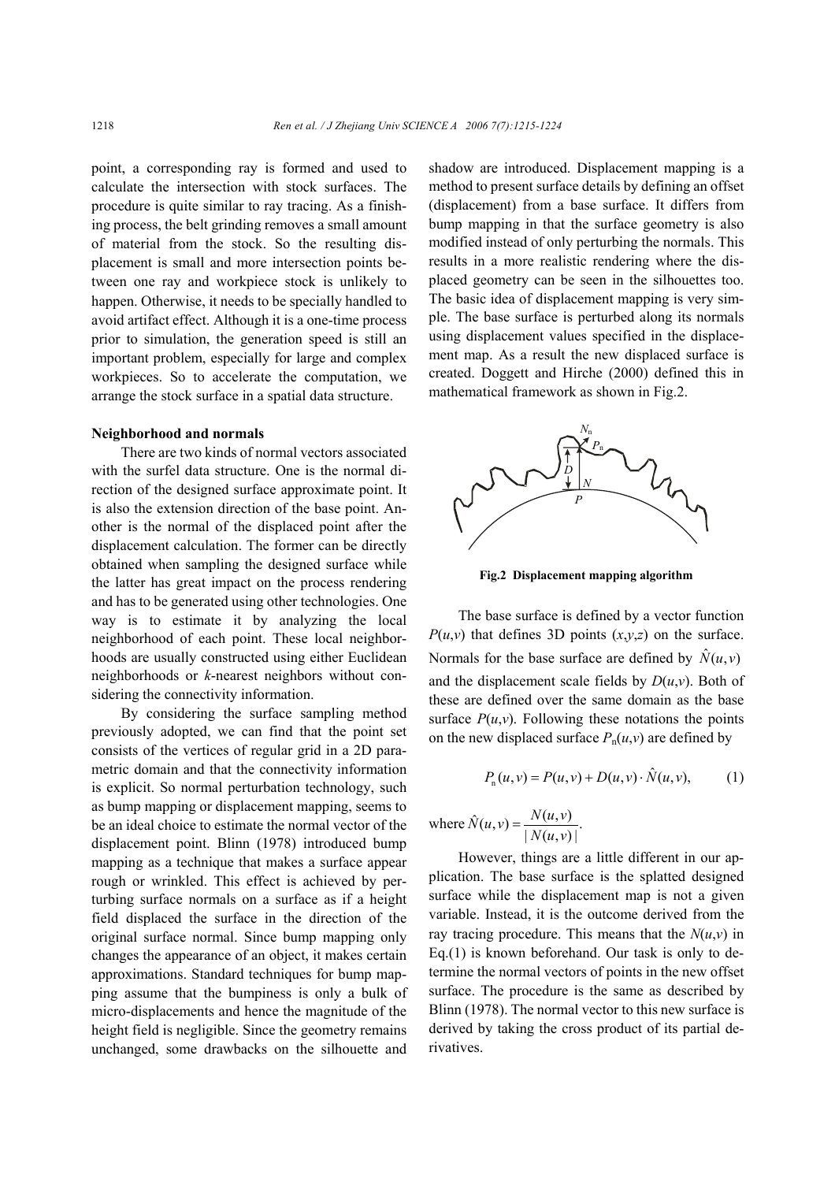point, a corresponding ray is formed and used to calculate the intersection with stock surfaces. The procedure is quite similar to ray tracing. As a finishing process, the belt grinding removes a small amount of material from the stock. So the resulting displacement is small and more intersection points between one ray and workpiece stock is unlikely to happen. Otherwise, it needs to be specially handled to avoid artifact effect. Although it is a one-time process prior to simulation, the generation speed is still an important problem, especially for large and complex workpieces. So to accelerate the computation, we arrange the stock surface in a spatial data structure.

**Neighborhood and normals**

There are two kinds of normal vectors associated with the surfel data structure. One is the normal direction of the designed surface approximate point. It is also the extension direction of the base point. Another is the normal of the displaced point after the displacement calculation. The former can be directly obtained when sampling the designed surface while the latter has great impact on the process rendering and has to be generated using other technologies. One way is to estimate it by analyzing the local neighborhood of each point. These local neighborhoods are usually constructed using either Euclidean neighborhoods or *k*-nearest neighbors without considering the connectivity information.

By considering the surface sampling method previously adopted, we can find that the point set consists of the vertices of regular grid in a 2D parametric domain and that the connectivity information is explicit. So normal perturbation technology, such as bump mapping or displacement mapping, seems to be an ideal choice to estimate the normal vector of the displacement point. Blinn (1978) introduced bump mapping as a technique that makes a surface appear rough or wrinkled. This effect is achieved by perturbing surface normals on a surface as if a height field displaced the surface in the direction of the original surface normal. Since bump mapping only changes the appearance of an object, it makes certain approximations. Standard techniques for bump mapping assume that the bumpiness is only a bulk of micro-displacements and hence the magnitude of the height field is negligible. Since the geometry remains unchanged, some drawbacks on the silhouette and shadow are introduced. Displacement mapping is a method to present surface details by defining an offset (displacement) from a base surface. It differs from bump mapping in that the surface geometry is also modified instead of only perturbing the normals. This results in a more realistic rendering where the displaced geometry can be seen in the silhouettes too. The basic idea of displacement mapping is very simple. The base surface is perturbed along its normals using displacement values specified in the displacement map. As a result the new displaced surface is created. Doggett and Hirche (2000) defined this in mathematical framework as shown in Fig.2.

**Fig.2 Displacement mapping algorithm**

The base surface is defined by a vector function $P(u,v)$ that defines 3D points $(x,y,z)$ on the surface. Normals for the base surface are defined by $\hat{N}(u,v)$ and the displacement scale fields by $D(u,v)$. Both of these are defined over the same domain as the base surface $P(u,v)$. Following these notations the points on the new displaced surface $P_n(u,v)$ are defined by

$$P_n(u,v) = P(u,v) + D(u,v) \cdot \hat{N}(u,v), \tag{1}$$

where $\hat{N}(u,v) = \dfrac{N(u,v)}{|N(u,v)|}$.

However, things are a little different in our application. The base surface is the splatted designed surface while the displacement map is not a given variable. Instead, it is the outcome derived from the ray tracing procedure. This means that the $N(u,v)$ in Eq.(1) is known beforehand. Our task is only to determine the normal vectors of points in the new offset surface. The procedure is the same as described by Blinn (1978). The normal vector to this new surface is derived by taking the cross product of its partial derivatives.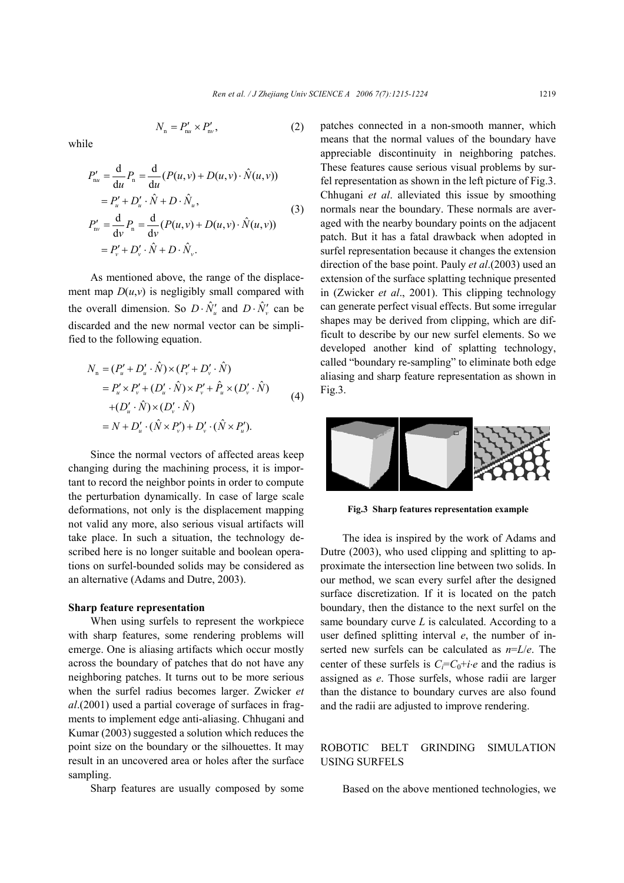$$N_{\mathrm{n}} = P'_{\mathrm{n}u} \times P'_{\mathrm{n}v}, \tag{2}$$

while

$$\begin{aligned} P'_{\mathrm{n}u} &= \frac{\mathrm{d}}{\mathrm{d}u} P_{\mathrm{n}} = \frac{\mathrm{d}}{\mathrm{d}u}(P(u,v) + D(u,v)\cdot \hat{N}(u,v)) \\ &= P'_u + D'_u \cdot \hat{N} + D \cdot \hat{N}_u, \\ P'_{\mathrm{n}v} &= \frac{\mathrm{d}}{\mathrm{d}v} P_{\mathrm{n}} = \frac{\mathrm{d}}{\mathrm{d}v}(P(u,v) + D(u,v)\cdot \hat{N}(u,v)) \\ &= P'_v + D'_v \cdot \hat{N} + D \cdot \hat{N}_v. \end{aligned} \tag{3}$$

As mentioned above, the range of the displacement map $D(u,v)$ is negligibly small compared with the overall dimension. So $D\cdot\hat{N}'_u$ and $D\cdot\hat{N}'_v$ can be discarded and the new normal vector can be simplified to the following equation.

$$\begin{aligned} N_{\mathrm{n}} &= (P'_u + D'_u \cdot \hat{N}) \times (P'_v + D'_v \cdot \hat{N}) \\ &= P'_u \times P'_v + (D'_u \cdot \hat{N}) \times P'_v + \hat{P}_u \times (D'_v \cdot \hat{N}) \\ &\quad + (D'_u \cdot \hat{N}) \times (D'_v \cdot \hat{N}) \\ &= N + D'_u \cdot (\hat{N} \times P'_v) + D'_v \cdot (\hat{N} \times P'_u). \end{aligned} \tag{4}$$

Since the normal vectors of affected areas keep changing during the machining process, it is important to record the neighbor points in order to compute the perturbation dynamically. In case of large scale deformations, not only is the displacement mapping not valid any more, also serious visual artifacts will take place. In such a situation, the technology described here is no longer suitable and boolean operations on surfel-bounded solids may be considered as an alternative (Adams and Dutre, 2003).

**Sharp feature representation**

When using surfels to represent the workpiece with sharp features, some rendering problems will emerge. One is aliasing artifacts which occur mostly across the boundary of patches that do not have any neighboring patches. It turns out to be more serious when the surfel radius becomes larger. Zwicker *et al*.(2001) used a partial coverage of surfaces in fragments to implement edge anti-aliasing. Chhugani and Kumar (2003) suggested a solution which reduces the point size on the boundary or the silhouettes. It may result in an uncovered area or holes after the surface sampling.

Sharp features are usually composed by some patches connected in a non-smooth manner, which means that the normal values of the boundary have appreciable discontinuity in neighboring patches. These features cause serious visual problems by surfel representation as shown in the left picture of Fig.3. Chhugani *et al*. alleviated this issue by smoothing normals near the boundary. These normals are averaged with the nearby boundary points on the adjacent patch. But it has a fatal drawback when adopted in surfel representation because it changes the extension direction of the base point. Pauly *et al*.(2003) used an extension of the surface splatting technique presented in (Zwicker *et al*., 2001). This clipping technology can generate perfect visual effects. But some irregular shapes may be derived from clipping, which are difficult to describe by our new surfel elements. So we developed another kind of splatting technology, called "boundary re-sampling" to eliminate both edge aliasing and sharp feature representation as shown in Fig.3.

**Fig.3 Sharp features representation example**

The idea is inspired by the work of Adams and Dutre (2003), who used clipping and splitting to approximate the intersection line between two solids. In our method, we scan every surfel after the designed surface discretization. If it is located on the patch boundary, then the distance to the next surfel on the same boundary curve $L$ is calculated. According to a user defined splitting interval $e$, the number of inserted new surfels can be calculated as $n=L/e$. The center of these surfels is $C_i=C_0+i\cdot e$ and the radius is assigned as $e$. Those surfels, whose radii are larger than the distance to boundary curves are also found and the radii are adjusted to improve rendering.

## ROBOTIC BELT GRINDING SIMULATION USING SURFELS

Based on the above mentioned technologies, we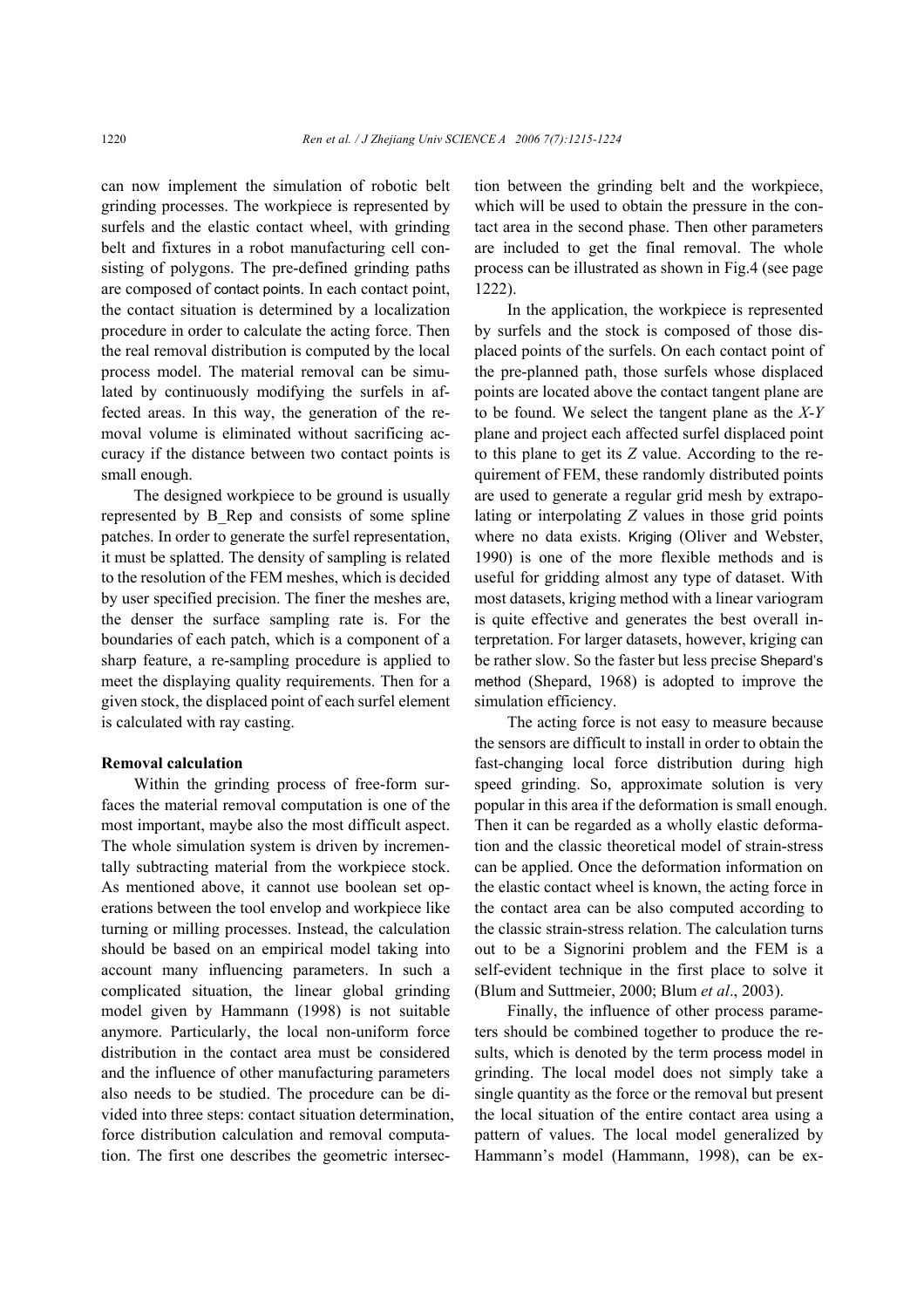can now implement the simulation of robotic belt grinding processes. The workpiece is represented by surfels and the elastic contact wheel, with grinding belt and fixtures in a robot manufacturing cell consisting of polygons. The pre-defined grinding paths are composed of contact points. In each contact point, the contact situation is determined by a localization procedure in order to calculate the acting force. Then the real removal distribution is computed by the local process model. The material removal can be simulated by continuously modifying the surfels in affected areas. In this way, the generation of the removal volume is eliminated without sacrificing accuracy if the distance between two contact points is small enough.

The designed workpiece to be ground is usually represented by B_Rep and consists of some spline patches. In order to generate the surfel representation, it must be splatted. The density of sampling is related to the resolution of the FEM meshes, which is decided by user specified precision. The finer the meshes are, the denser the surface sampling rate is. For the boundaries of each patch, which is a component of a sharp feature, a re-sampling procedure is applied to meet the displaying quality requirements. Then for a given stock, the displaced point of each surfel element is calculated with ray casting.

**Removal calculation**

Within the grinding process of free-form surfaces the material removal computation is one of the most important, maybe also the most difficult aspect. The whole simulation system is driven by incrementally subtracting material from the workpiece stock. As mentioned above, it cannot use boolean set operations between the tool envelop and workpiece like turning or milling processes. Instead, the calculation should be based on an empirical model taking into account many influencing parameters. In such a complicated situation, the linear global grinding model given by Hammann (1998) is not suitable anymore. Particularly, the local non-uniform force distribution in the contact area must be considered and the influence of other manufacturing parameters also needs to be studied. The procedure can be divided into three steps: contact situation determination, force distribution calculation and removal computation. The first one describes the geometric intersection between the grinding belt and the workpiece, which will be used to obtain the pressure in the contact area in the second phase. Then other parameters are included to get the final removal. The whole process can be illustrated as shown in Fig.4 (see page 1222).

In the application, the workpiece is represented by surfels and the stock is composed of those displaced points of the surfels. On each contact point of the pre-planned path, those surfels whose displaced points are located above the contact tangent plane are to be found. We select the tangent plane as the *X*-*Y* plane and project each affected surfel displaced point to this plane to get its *Z* value. According to the requirement of FEM, these randomly distributed points are used to generate a regular grid mesh by extrapolating or interpolating *Z* values in those grid points where no data exists. Kriging (Oliver and Webster, 1990) is one of the more flexible methods and is useful for gridding almost any type of dataset. With most datasets, kriging method with a linear variogram is quite effective and generates the best overall interpretation. For larger datasets, however, kriging can be rather slow. So the faster but less precise Shepard's method (Shepard, 1968) is adopted to improve the simulation efficiency.

The acting force is not easy to measure because the sensors are difficult to install in order to obtain the fast-changing local force distribution during high speed grinding. So, approximate solution is very popular in this area if the deformation is small enough. Then it can be regarded as a wholly elastic deformation and the classic theoretical model of strain-stress can be applied. Once the deformation information on the elastic contact wheel is known, the acting force in the contact area can be also computed according to the classic strain-stress relation. The calculation turns out to be a Signorini problem and the FEM is a self-evident technique in the first place to solve it (Blum and Suttmeier, 2000; Blum *et al*., 2003).

Finally, the influence of other process parameters should be combined together to produce the results, which is denoted by the term process model in grinding. The local model does not simply take a single quantity as the force or the removal but present the local situation of the entire contact area using a pattern of values. The local model generalized by Hammann's model (Hammann, 1998), can be ex-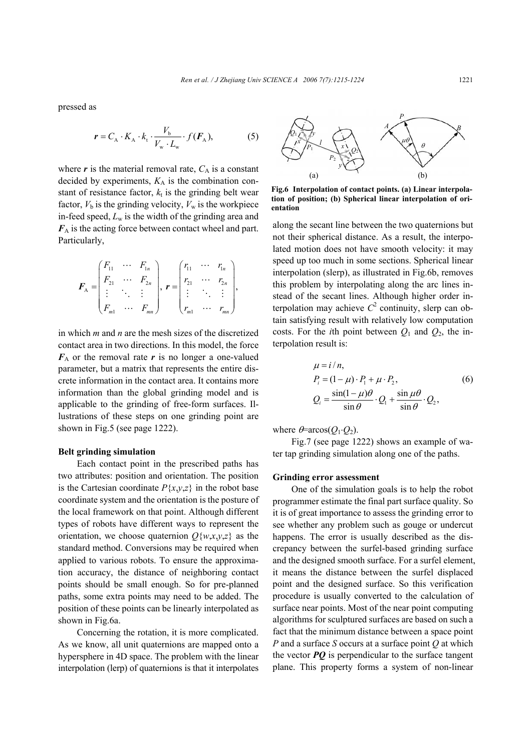pressed as

$$\boldsymbol{r} = C_\mathrm{A} \cdot K_\mathrm{A} \cdot k_\mathrm{t} \cdot \frac{V_\mathrm{b}}{V_\mathrm{w} \cdot L_\mathrm{w}} \cdot f(\boldsymbol{F}_\mathrm{A}), \tag{5}$$

where $\boldsymbol{r}$ is the material removal rate, $C_\mathrm{A}$ is a constant decided by experiments, $K_\mathrm{A}$ is the combination constant of resistance factor, $k_\mathrm{t}$ is the grinding belt wear factor, $V_\mathrm{b}$ is the grinding velocity, $V_\mathrm{w}$ is the workpiece in-feed speed, $L_\mathrm{w}$ is the width of the grinding area and $\boldsymbol{F}_\mathrm{A}$ is the acting force between contact wheel and part. Particularly,

$$\boldsymbol{F}_\mathrm{A} = \begin{pmatrix} F_{11} & \cdots & F_{1n} \\ F_{21} & \cdots & F_{2n} \\ \vdots & \ddots & \vdots \\ F_{m1} & \cdots & F_{mn} \end{pmatrix}, \ \boldsymbol{r} = \begin{pmatrix} r_{11} & \cdots & r_{1n} \\ r_{21} & \cdots & r_{2n} \\ \vdots & \ddots & \vdots \\ r_{m1} & \cdots & r_{mn} \end{pmatrix},$$

in which $m$ and $n$ are the mesh sizes of the discretized contact area in two directions. In this model, the force $\boldsymbol{F}_\mathrm{A}$ or the removal rate $\boldsymbol{r}$ is no longer a one-valued parameter, but a matrix that represents the entire discrete information in the contact area. It contains more information than the global grinding model and is applicable to the grinding of free-form surfaces. Illustrations of these steps on one grinding point are shown in Fig.5 (see page 1222).

**Belt grinding simulation**

Each contact point in the prescribed paths has two attributes: position and orientation. The position is the Cartesian coordinate $P\{x,y,z\}$ in the robot base coordinate system and the orientation is the posture of the local framework on that point. Although different types of robots have different ways to represent the orientation, we choose quaternion $Q\{w,x,y,z\}$ as the standard method. Conversions may be required when applied to various robots. To ensure the approximation accuracy, the distance of neighboring contact points should be small enough. So for pre-planned paths, some extra points may need to be added. The position of these points can be linearly interpolated as shown in Fig.6a.

Concerning the rotation, it is more complicated. As we know, all unit quaternions are mapped onto a hypersphere in 4D space. The problem with the linear interpolation (lerp) of quaternions is that it interpolates along the secant line between the two quaternions but not their spherical distance. As a result, the interpolated motion does not have smooth velocity: it may speed up too much in some sections. Spherical linear interpolation (slerp), as illustrated in Fig.6b, removes this problem by interpolating along the arc lines instead of the secant lines. Although higher order interpolation may achieve $C^2$ continuity, slerp can obtain satisfying result with relatively low computation costs. For the $i$th point between $Q_1$ and $Q_2$, the interpolation result is:

**Fig.6 Interpolation of contact points. (a) Linear interpolation of position; (b) Spherical linear interpolation of orientation**

$$\begin{aligned} &\mu = i/n, \\ &P_i = (1-\mu)\cdot P_1 + \mu \cdot P_2, \\ &Q_i = \frac{\sin(1-\mu)\theta}{\sin\theta}\cdot Q_1 + \frac{\sin \mu\theta}{\sin\theta}\cdot Q_2, \end{aligned} \tag{6}$$

where $\theta$=arcos($Q_1 \cdot Q_2$).

Fig.7 (see page 1222) shows an example of water tap grinding simulation along one of the paths.

**Grinding error assessment**

One of the simulation goals is to help the robot programmer estimate the final part surface quality. So it is of great importance to assess the grinding error to see whether any problem such as gouge or undercut happens. The error is usually described as the discrepancy between the surfel-based grinding surface and the designed smooth surface. For a surfel element, it means the distance between the surfel displaced point and the designed surface. So this verification procedure is usually converted to the calculation of surface near points. Most of the near point computing algorithms for sculptured surfaces are based on such a fact that the minimum distance between a space point $P$ and a surface $S$ occurs at a surface point $Q$ at which the vector $\boldsymbol{PQ}$ is perpendicular to the surface tangent plane. This property forms a system of non-linear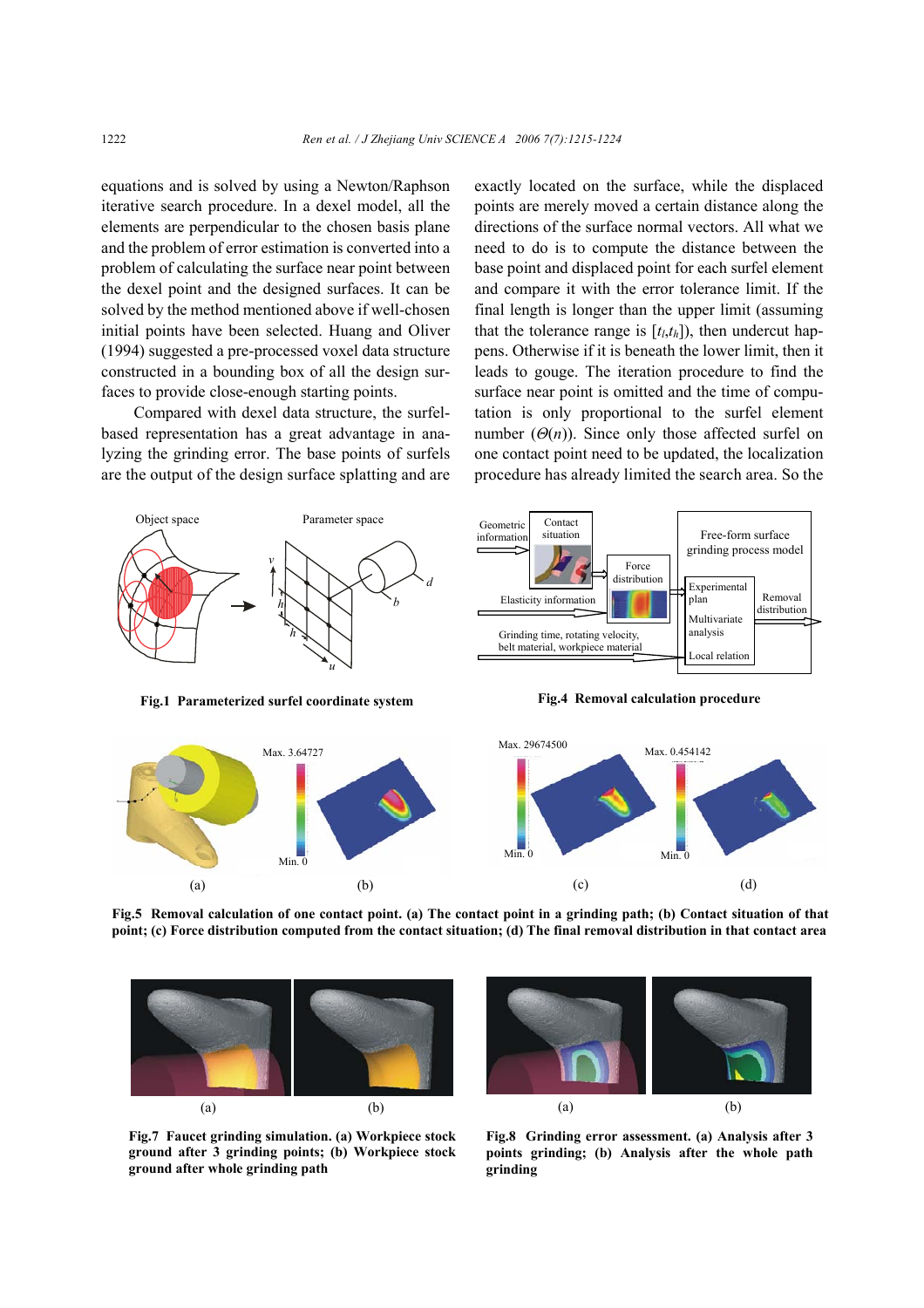equations and is solved by using a Newton/Raphson iterative search procedure. In a dexel model, all the elements are perpendicular to the chosen basis plane and the problem of error estimation is converted into a problem of calculating the surface near point between the dexel point and the designed surfaces. It can be solved by the method mentioned above if well-chosen initial points have been selected. Huang and Oliver (1994) suggested a pre-processed voxel data structure constructed in a bounding box of all the design surfaces to provide close-enough starting points.

Compared with dexel data structure, the surfel-based representation has a great advantage in analyzing the grinding error. The base points of surfels are the output of the design surface splatting and are exactly located on the surface, while the displaced points are merely moved a certain distance along the directions of the surface normal vectors. All what we need to do is to compute the distance between the base point and displaced point for each surfel element and compare it with the error tolerance limit. If the final length is longer than the upper limit (assuming that the tolerance range is $[t_l,t_h]$), then undercut happens. Otherwise if it is beneath the lower limit, then it leads to gouge. The iteration procedure to find the surface near point is omitted and the time of computation is only proportional to the surfel element number ($\Theta(n)$). Since only those affected surfel on one contact point need to be updated, the localization procedure has already limited the search area. So the

**Fig.1 Parameterized surfel coordinate system**

**Fig.4 Removal calculation procedure**

**Fig.5 Removal calculation of one contact point. (a) The contact point in a grinding path; (b) Contact situation of that point; (c) Force distribution computed from the contact situation; (d) The final removal distribution in that contact area**

**Fig.7 Faucet grinding simulation. (a) Workpiece stock ground after 3 grinding points; (b) Workpiece stock ground after whole grinding path**

**Fig.8 Grinding error assessment. (a) Analysis after 3 points grinding; (b) Analysis after the whole path grinding**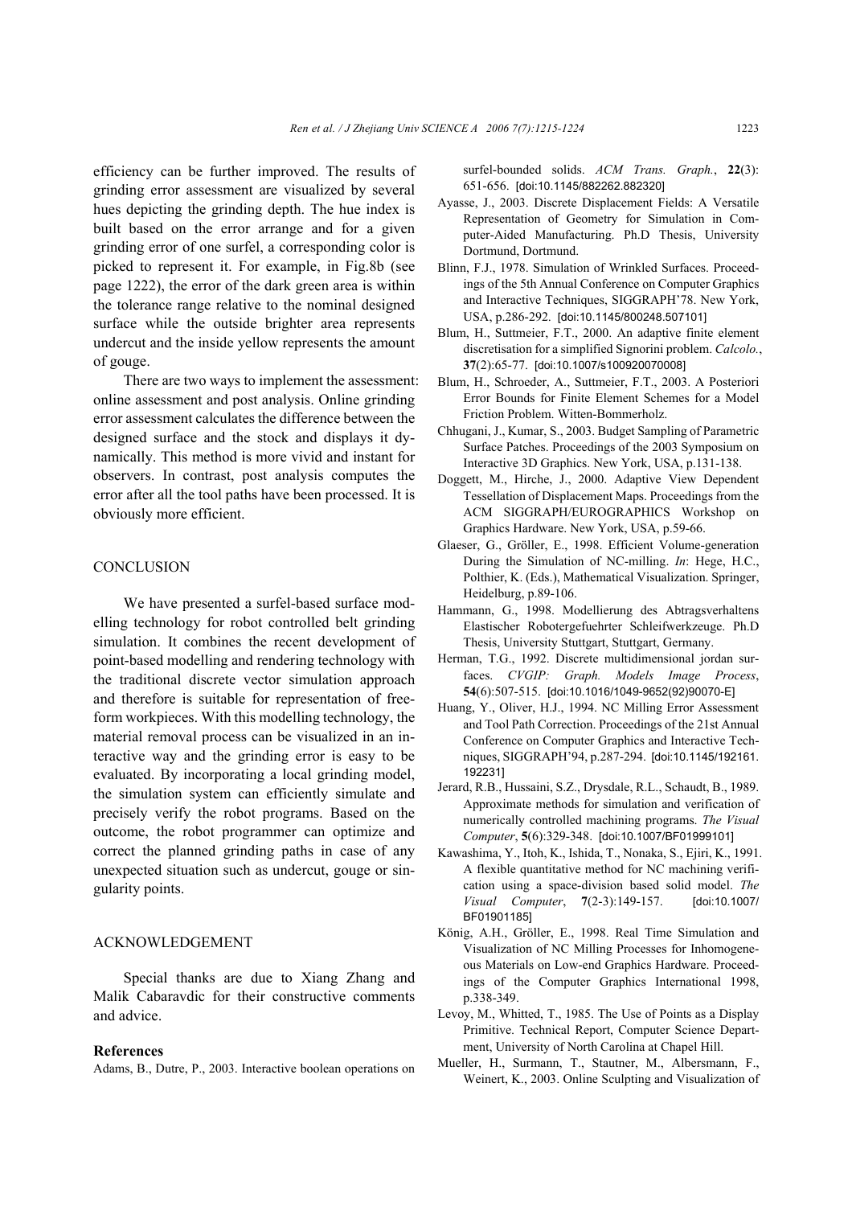efficiency can be further improved. The results of grinding error assessment are visualized by several hues depicting the grinding depth. The hue index is built based on the error arrange and for a given grinding error of one surfel, a corresponding color is picked to represent it. For example, in Fig.8b (see page 1222), the error of the dark green area is within the tolerance range relative to the nominal designed surface while the outside brighter area represents undercut and the inside yellow represents the amount of gouge.

There are two ways to implement the assessment: online assessment and post analysis. Online grinding error assessment calculates the difference between the designed surface and the stock and displays it dynamically. This method is more vivid and instant for observers. In contrast, post analysis computes the error after all the tool paths have been processed. It is obviously more efficient.

## CONCLUSION

We have presented a surfel-based surface modelling technology for robot controlled belt grinding simulation. It combines the recent development of point-based modelling and rendering technology with the traditional discrete vector simulation approach and therefore is suitable for representation of free-form workpieces. With this modelling technology, the material removal process can be visualized in an interactive way and the grinding error is easy to be evaluated. By incorporating a local grinding model, the simulation system can efficiently simulate and precisely verify the robot programs. Based on the outcome, the robot programmer can optimize and correct the planned grinding paths in case of any unexpected situation such as undercut, gouge or singularity points.

## ACKNOWLEDGEMENT

Special thanks are due to Xiang Zhang and Malik Cabaravdic for their constructive comments and advice.

## References

Adams, B., Dutre, P., 2003. Interactive boolean operations on surfel-bounded solids. *ACM Trans. Graph.*, **22**(3): 651-656. [doi:10.1145/882262.882320]

Ayasse, J., 2003. Discrete Displacement Fields: A Versatile Representation of Geometry for Simulation in Computer-Aided Manufacturing. Ph.D Thesis, University Dortmund, Dortmund.

Blinn, F.J., 1978. Simulation of Wrinkled Surfaces. Proceedings of the 5th Annual Conference on Computer Graphics and Interactive Techniques, SIGGRAPH'78. New York, USA, p.286-292. [doi:10.1145/800248.507101]

Blum, H., Suttmeier, F.T., 2000. An adaptive finite element discretisation for a simplified Signorini problem. *Calcolo.*, **37**(2):65-77. [doi:10.1007/s100920070008]

Blum, H., Schroeder, A., Suttmeier, F.T., 2003. A Posteriori Error Bounds for Finite Element Schemes for a Model Friction Problem. Witten-Bommerholz.

Chhugani, J., Kumar, S., 2003. Budget Sampling of Parametric Surface Patches. Proceedings of the 2003 Symposium on Interactive 3D Graphics. New York, USA, p.131-138.

Doggett, M., Hirche, J., 2000. Adaptive View Dependent Tessellation of Displacement Maps. Proceedings from the ACM SIGGRAPH/EUROGRAPHICS Workshop on Graphics Hardware. New York, USA, p.59-66.

Glaeser, G., Gröller, E., 1998. Efficient Volume-generation During the Simulation of NC-milling. *In*: Hege, H.C., Polthier, K. (Eds.), Mathematical Visualization. Springer, Heidelburg, p.89-106.

Hammann, G., 1998. Modellierung des Abtragsverhaltens Elastischer Robotergefuehrter Schleifwerkzeuge. Ph.D Thesis, University Stuttgart, Stuttgart, Germany.

Herman, T.G., 1992. Discrete multidimensional jordan surfaces. *CVGIP: Graph. Models Image Process*, **54**(6):507-515. [doi:10.1016/1049-9652(92)90070-E]

Huang, Y., Oliver, H.J., 1994. NC Milling Error Assessment and Tool Path Correction. Proceedings of the 21st Annual Conference on Computer Graphics and Interactive Techniques, SIGGRAPH'94, p.287-294. [doi:10.1145/192161.192231]

Jerard, R.B., Hussaini, S.Z., Drysdale, R.L., Schaudt, B., 1989. Approximate methods for simulation and verification of numerically controlled machining programs. *The Visual Computer*, **5**(6):329-348. [doi:10.1007/BF01999101]

Kawashima, Y., Itoh, K., Ishida, T., Nonaka, S., Ejiri, K., 1991. A flexible quantitative method for NC machining verification using a space-division based solid model. *The Visual Computer*, **7**(2-3):149-157. [doi:10.1007/BF01901185]

König, A.H., Gröller, E., 1998. Real Time Simulation and Visualization of NC Milling Processes for Inhomogeneous Materials on Low-end Graphics Hardware. Proceedings of the Computer Graphics International 1998, p.338-349.

Levoy, M., Whitted, T., 1985. The Use of Points as a Display Primitive. Technical Report, Computer Science Department, University of North Carolina at Chapel Hill.

Mueller, H., Surmann, T., Stautner, M., Albersmann, F., Weinert, K., 2003. Online Sculpting and Visualization of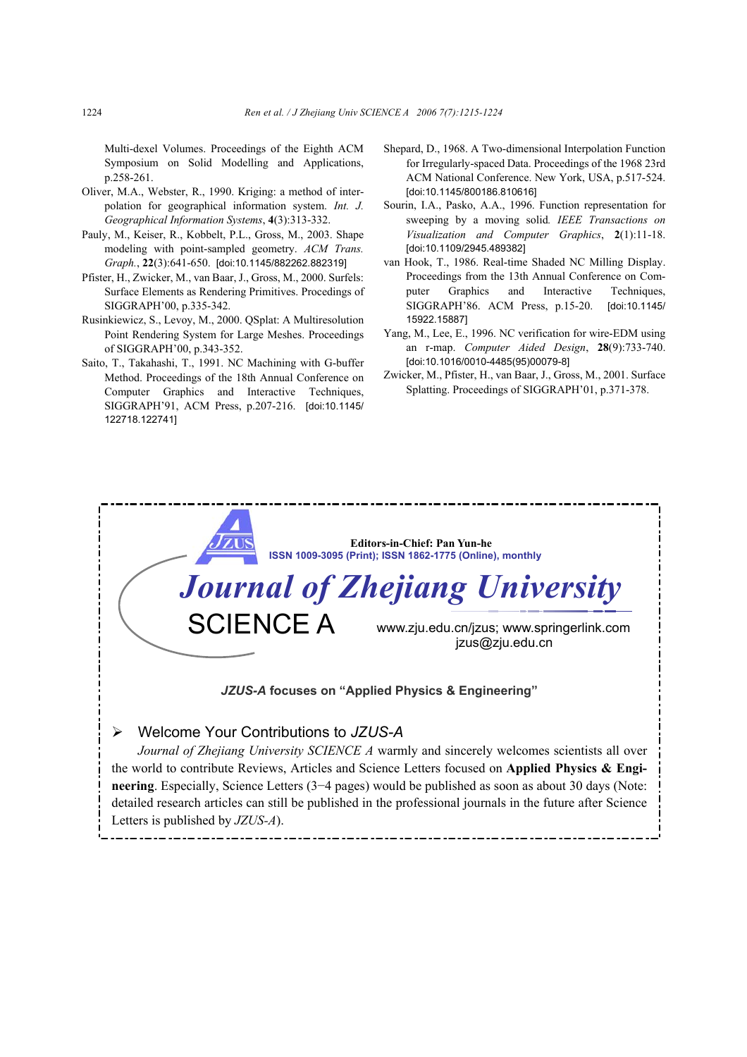Multi-dexel Volumes. Proceedings of the Eighth ACM Symposium on Solid Modelling and Applications, p.258-261.

Oliver, M.A., Webster, R., 1990. Kriging: a method of interpolation for geographical information system. *Int. J. Geographical Information Systems*, **4**(3):313-332.

Pauly, M., Keiser, R., Kobbelt, P.L., Gross, M., 2003. Shape modeling with point-sampled geometry. *ACM Trans. Graph.*, **22**(3):641-650. [doi:10.1145/882262.882319]

Pfister, H., Zwicker, M., van Baar, J., Gross, M., 2000. Surfels: Surface Elements as Rendering Primitives. Procedings of SIGGRAPH'00, p.335-342.

Rusinkiewicz, S., Levoy, M., 2000. QSplat: A Multiresolution Point Rendering System for Large Meshes. Proceedings of SIGGRAPH'00, p.343-352.

Saito, T., Takahashi, T., 1991. NC Machining with G-buffer Method. Proceedings of the 18th Annual Conference on Computer Graphics and Interactive Techniques, SIGGRAPH'91, ACM Press, p.207-216. [doi:10.1145/122718.122741]

Shepard, D., 1968. A Two-dimensional Interpolation Function for Irregularly-spaced Data. Proceedings of the 1968 23rd ACM National Conference. New York, USA, p.517-524. [doi:10.1145/800186.810616]

Sourin, I.A., Pasko, A.A., 1996. Function representation for sweeping by a moving solid. *IEEE Transactions on Visualization and Computer Graphics*, **2**(1):11-18. [doi:10.1109/2945.489382]

van Hook, T., 1986. Real-time Shaded NC Milling Display. Proceedings from the 13th Annual Conference on Computer Graphics and Interactive Techniques, SIGGRAPH'86. ACM Press, p.15-20. [doi:10.1145/15922.15887]

Yang, M., Lee, E., 1996. NC verification for wire-EDM using an r-map. *Computer Aided Design*, **28**(9):733-740. [doi:10.1016/0010-4485(95)00079-8]

Zwicker, M., Pfister, H., van Baar, J., Gross, M., 2001. Surface Splatting. Proceedings of SIGGRAPH'01, p.371-378.

---

**Editors-in-Chief: Pan Yun-he**
**ISSN 1009-3095 (Print); ISSN 1862-1775 (Online), monthly**

# *Journal of Zhejiang University* SCIENCE A

www.zju.edu.cn/jzus; www.springerlink.com
jzus@zju.edu.cn

***JZUS-A*** **focuses on "Applied Physics & Engineering"**

➢ Welcome Your Contributions to *JZUS-A*

*Journal of Zhejiang University SCIENCE A* warmly and sincerely welcomes scientists all over the world to contribute Reviews, Articles and Science Letters focused on **Applied Physics & Engineering**. Especially, Science Letters (3−4 pages) would be published as soon as about 30 days (Note: detailed research articles can still be published in the professional journals in the future after Science Letters is published by *JZUS-A*).